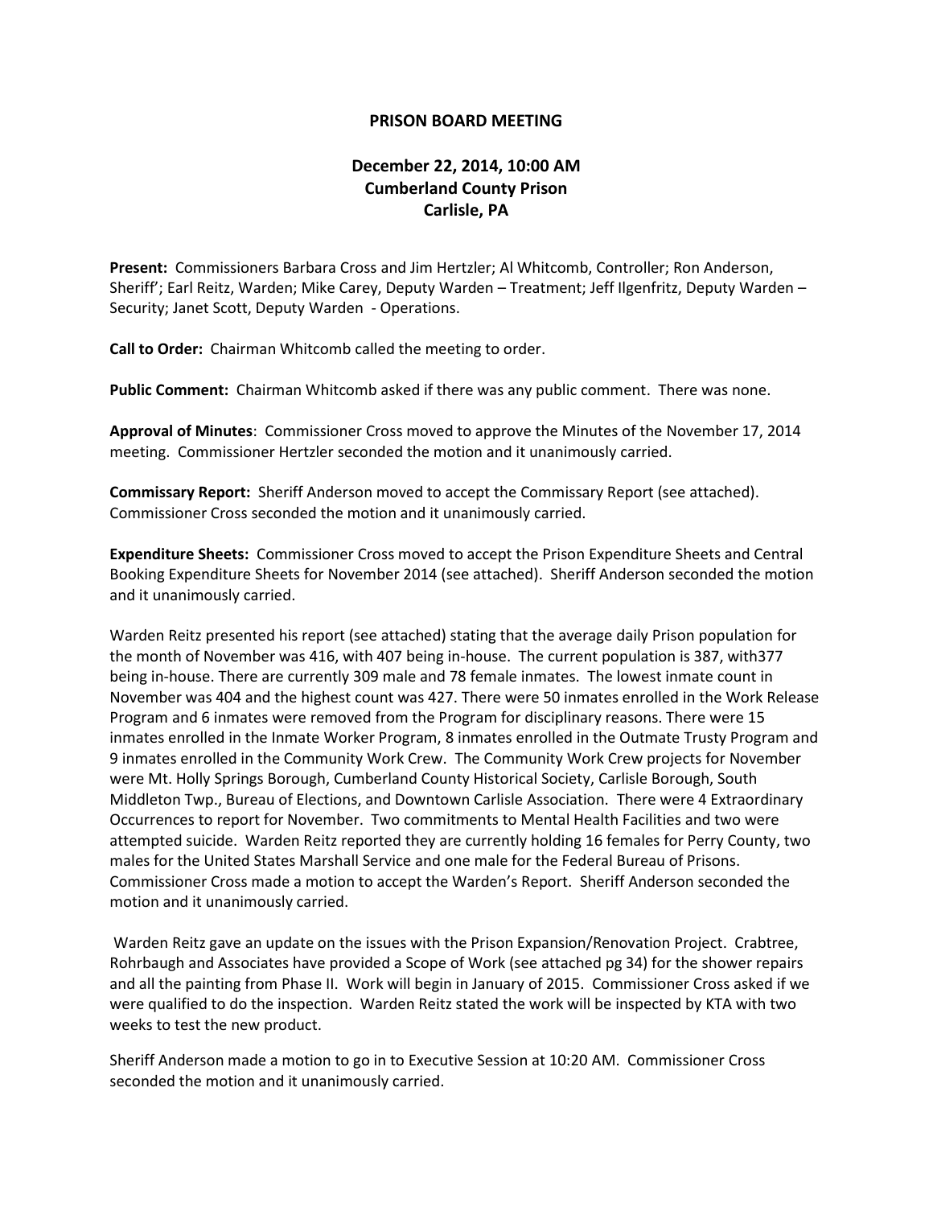# PRISON BOARD MEETING

## December 22, 2014, 10:00 AM
## Cumberland County Prison
## Carlisle, PA

**Present:** Commissioners Barbara Cross and Jim Hertzler; Al Whitcomb, Controller; Ron Anderson, Sheriff'; Earl Reitz, Warden; Mike Carey, Deputy Warden – Treatment; Jeff Ilgenfritz, Deputy Warden – Security; Janet Scott, Deputy Warden - Operations.

**Call to Order:** Chairman Whitcomb called the meeting to order.

**Public Comment:** Chairman Whitcomb asked if there was any public comment. There was none.

**Approval of Minutes**: Commissioner Cross moved to approve the Minutes of the November 17, 2014 meeting. Commissioner Hertzler seconded the motion and it unanimously carried.

**Commissary Report:** Sheriff Anderson moved to accept the Commissary Report (see attached). Commissioner Cross seconded the motion and it unanimously carried.

**Expenditure Sheets:** Commissioner Cross moved to accept the Prison Expenditure Sheets and Central Booking Expenditure Sheets for November 2014 (see attached). Sheriff Anderson seconded the motion and it unanimously carried.

Warden Reitz presented his report (see attached) stating that the average daily Prison population for the month of November was 416, with 407 being in-house. The current population is 387, with377 being in-house. There are currently 309 male and 78 female inmates. The lowest inmate count in November was 404 and the highest count was 427. There were 50 inmates enrolled in the Work Release Program and 6 inmates were removed from the Program for disciplinary reasons. There were 15 inmates enrolled in the Inmate Worker Program, 8 inmates enrolled in the Outmate Trusty Program and 9 inmates enrolled in the Community Work Crew. The Community Work Crew projects for November were Mt. Holly Springs Borough, Cumberland County Historical Society, Carlisle Borough, South Middleton Twp., Bureau of Elections, and Downtown Carlisle Association. There were 4 Extraordinary Occurrences to report for November. Two commitments to Mental Health Facilities and two were attempted suicide. Warden Reitz reported they are currently holding 16 females for Perry County, two males for the United States Marshall Service and one male for the Federal Bureau of Prisons. Commissioner Cross made a motion to accept the Warden's Report. Sheriff Anderson seconded the motion and it unanimously carried.

Warden Reitz gave an update on the issues with the Prison Expansion/Renovation Project. Crabtree, Rohrbaugh and Associates have provided a Scope of Work (see attached pg 34) for the shower repairs and all the painting from Phase II. Work will begin in January of 2015. Commissioner Cross asked if we were qualified to do the inspection. Warden Reitz stated the work will be inspected by KTA with two weeks to test the new product.

Sheriff Anderson made a motion to go in to Executive Session at 10:20 AM. Commissioner Cross seconded the motion and it unanimously carried.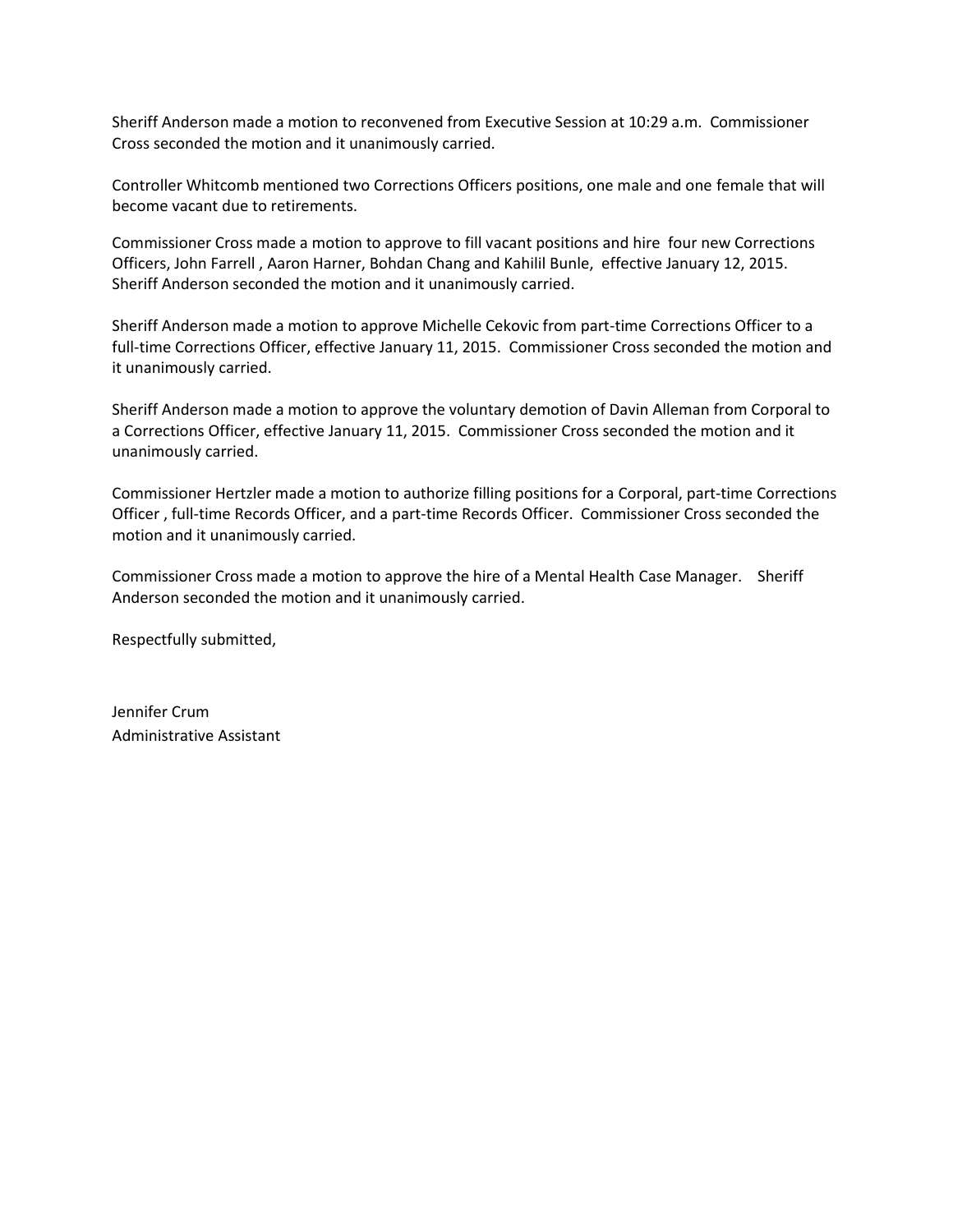Sheriff Anderson made a motion to reconvened from Executive Session at 10:29 a.m. Commissioner Cross seconded the motion and it unanimously carried.

Controller Whitcomb mentioned two Corrections Officers positions, one male and one female that will become vacant due to retirements.

Commissioner Cross made a motion to approve to fill vacant positions and hire four new Corrections Officers, John Farrell , Aaron Harner, Bohdan Chang and Kahilil Bunle, effective January 12, 2015. Sheriff Anderson seconded the motion and it unanimously carried.

Sheriff Anderson made a motion to approve Michelle Cekovic from part-time Corrections Officer to a full-time Corrections Officer, effective January 11, 2015. Commissioner Cross seconded the motion and it unanimously carried.

Sheriff Anderson made a motion to approve the voluntary demotion of Davin Alleman from Corporal to a Corrections Officer, effective January 11, 2015. Commissioner Cross seconded the motion and it unanimously carried.

Commissioner Hertzler made a motion to authorize filling positions for a Corporal, part-time Corrections Officer , full-time Records Officer, and a part-time Records Officer. Commissioner Cross seconded the motion and it unanimously carried.

Commissioner Cross made a motion to approve the hire of a Mental Health Case Manager. Sheriff Anderson seconded the motion and it unanimously carried.

Respectfully submitted,

Jennifer Crum
Administrative Assistant